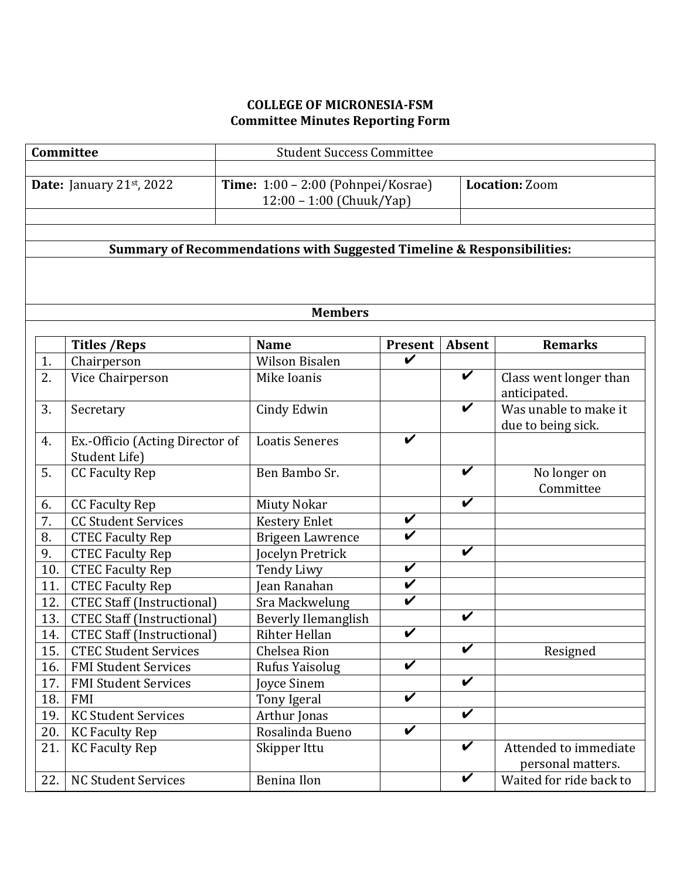**COLLEGE OF MICRONESIA-FSM**
**Committee Minutes Reporting Form**

| **Committee** | Student Success Committee | |
|---|---|---|
| | | |
| **Date:** January 21st, 2022 | **Time:** 1:00 – 2:00 (Pohnpei/Kosrae) 12:00 – 1:00 (Chuuk/Yap) | **Location:** Zoom |
| | | |

**Summary of Recommendations with Suggested Timeline & Responsibilities:**

**Members**

| | Titles /Reps | Name | Present | Absent | Remarks |
|---|---|---|---|---|---|
| 1. | Chairperson | Wilson Bisalen | ✔ | | |
| 2. | Vice Chairperson | Mike Ioanis | | ✔ | Class went longer than anticipated. |
| 3. | Secretary | Cindy Edwin | | ✔ | Was unable to make it due to being sick. |
| 4. | Ex.-Officio (Acting Director of Student Life) | Loatis Seneres | ✔ | | |
| 5. | CC Faculty Rep | Ben Bambo Sr. | | ✔ | No longer on Committee |
| 6. | CC Faculty Rep | Miuty Nokar | | ✔ | |
| 7. | CC Student Services | Kestery Enlet | ✔ | | |
| 8. | CTEC Faculty Rep | Brigeen Lawrence | ✔ | | |
| 9. | CTEC Faculty Rep | Jocelyn Pretrick | | ✔ | |
| 10. | CTEC Faculty Rep | Tendy Liwy | ✔ | | |
| 11. | CTEC Faculty Rep | Jean Ranahan | ✔ | | |
| 12. | CTEC Staff (Instructional) | Sra Mackwelung | ✔ | | |
| 13. | CTEC Staff (Instructional) | Beverly Ilemanglish | | ✔ | |
| 14. | CTEC Staff (Instructional) | Rihter Hellan | ✔ | | |
| 15. | CTEC Student Services | Chelsea Rion | | ✔ | Resigned |
| 16. | FMI Student Services | Rufus Yaisolug | ✔ | | |
| 17. | FMI Student Services | Joyce Sinem | | ✔ | |
| 18. | FMI | Tony Igeral | ✔ | | |
| 19. | KC Student Services | Arthur Jonas | | ✔ | |
| 20. | KC Faculty Rep | Rosalinda Bueno | ✔ | | |
| 21. | KC Faculty Rep | Skipper Ittu | | ✔ | Attended to immediate personal matters. |
| 22. | NC Student Services | Benina Ilon | | ✔ | Waited for ride back to |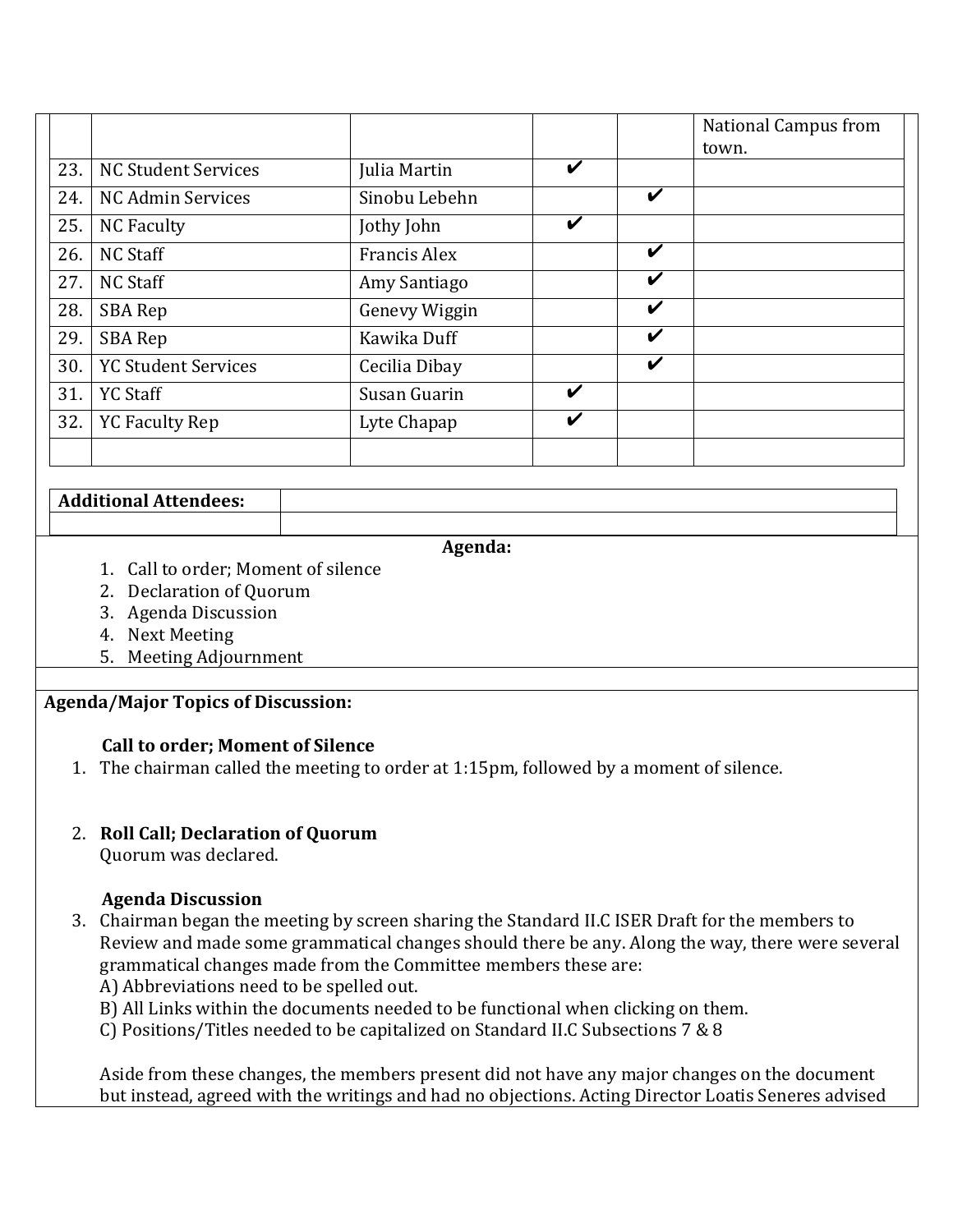| | | | | | |
|---|---|---|---|---|---|
| | | | | | National Campus from town. |
| 23. | NC Student Services | Julia Martin | ✔ | | |
| 24. | NC Admin Services | Sinobu Lebehn | | ✔ | |
| 25. | NC Faculty | Jothy John | ✔ | | |
| 26. | NC Staff | Francis Alex | | ✔ | |
| 27. | NC Staff | Amy Santiago | | ✔ | |
| 28. | SBA Rep | Genevy Wiggin | | ✔ | |
| 29. | SBA Rep | Kawika Duff | | ✔ | |
| 30. | YC Student Services | Cecilia Dibay | | ✔ | |
| 31. | YC Staff | Susan Guarin | ✔ | | |
| 32. | YC Faculty Rep | Lyte Chapap | ✔ | | |
| | | | | | |

| **Additional Attendees:** | |
|---|---|
| | |

**Agenda:**

1. Call to order; Moment of silence
2. Declaration of Quorum
3. Agenda Discussion
4. Next Meeting
5. Meeting Adjournment

**Agenda/Major Topics of Discussion:**

**Call to order; Moment of Silence**

1. The chairman called the meeting to order at 1:15pm, followed by a moment of silence.

2. **Roll Call; Declaration of Quorum**
   Quorum was declared.

**Agenda Discussion**

3. Chairman began the meeting by screen sharing the Standard II.C ISER Draft for the members to Review and made some grammatical changes should there be any. Along the way, there were several grammatical changes made from the Committee members these are:
   A) Abbreviations need to be spelled out.
   B) All Links within the documents needed to be functional when clicking on them.
   C) Positions/Titles needed to be capitalized on Standard II.C Subsections 7 & 8

   Aside from these changes, the members present did not have any major changes on the document but instead, agreed with the writings and had no objections. Acting Director Loatis Seneres advised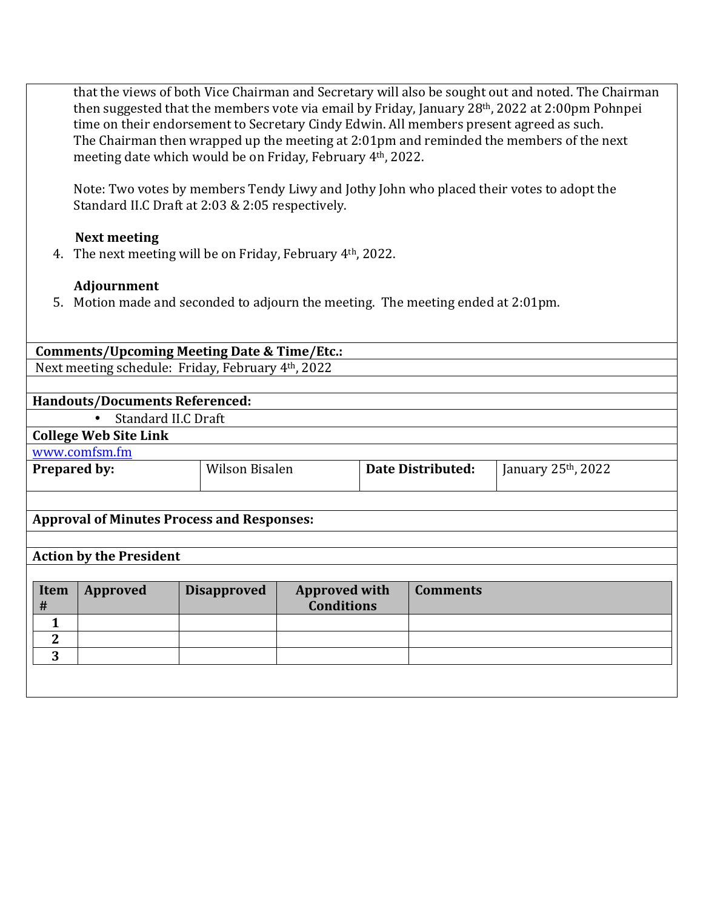that the views of both Vice Chairman and Secretary will also be sought out and noted. The Chairman then suggested that the members vote via email by Friday, January 28th, 2022 at 2:00pm Pohnpei time on their endorsement to Secretary Cindy Edwin. All members present agreed as such. The Chairman then wrapped up the meeting at 2:01pm and reminded the members of the next meeting date which would be on Friday, February 4th, 2022.

Note: Two votes by members Tendy Liwy and Jothy John who placed their votes to adopt the Standard II.C Draft at 2:03 & 2:05 respectively.

**Next meeting**

4. The next meeting will be on Friday, February 4th, 2022.

**Adjournment**

5. Motion made and seconded to adjourn the meeting. The meeting ended at 2:01pm.

**Comments/Upcoming Meeting Date & Time/Etc.:**

Next meeting schedule: Friday, February 4th, 2022

**Handouts/Documents Referenced:**

- Standard II.C Draft

**College Web Site Link**

www.comfsm.fm

| | | | |
|---|---|---|---|
| **Prepared by:** | Wilson Bisalen | **Date Distributed:** | January 25th, 2022 |

**Approval of Minutes Process and Responses:**

**Action by the President**

| Item # | Approved | Disapproved | Approved with Conditions | Comments |
|---|---|---|---|---|
| 1 | | | | |
| 2 | | | | |
| 3 | | | | |